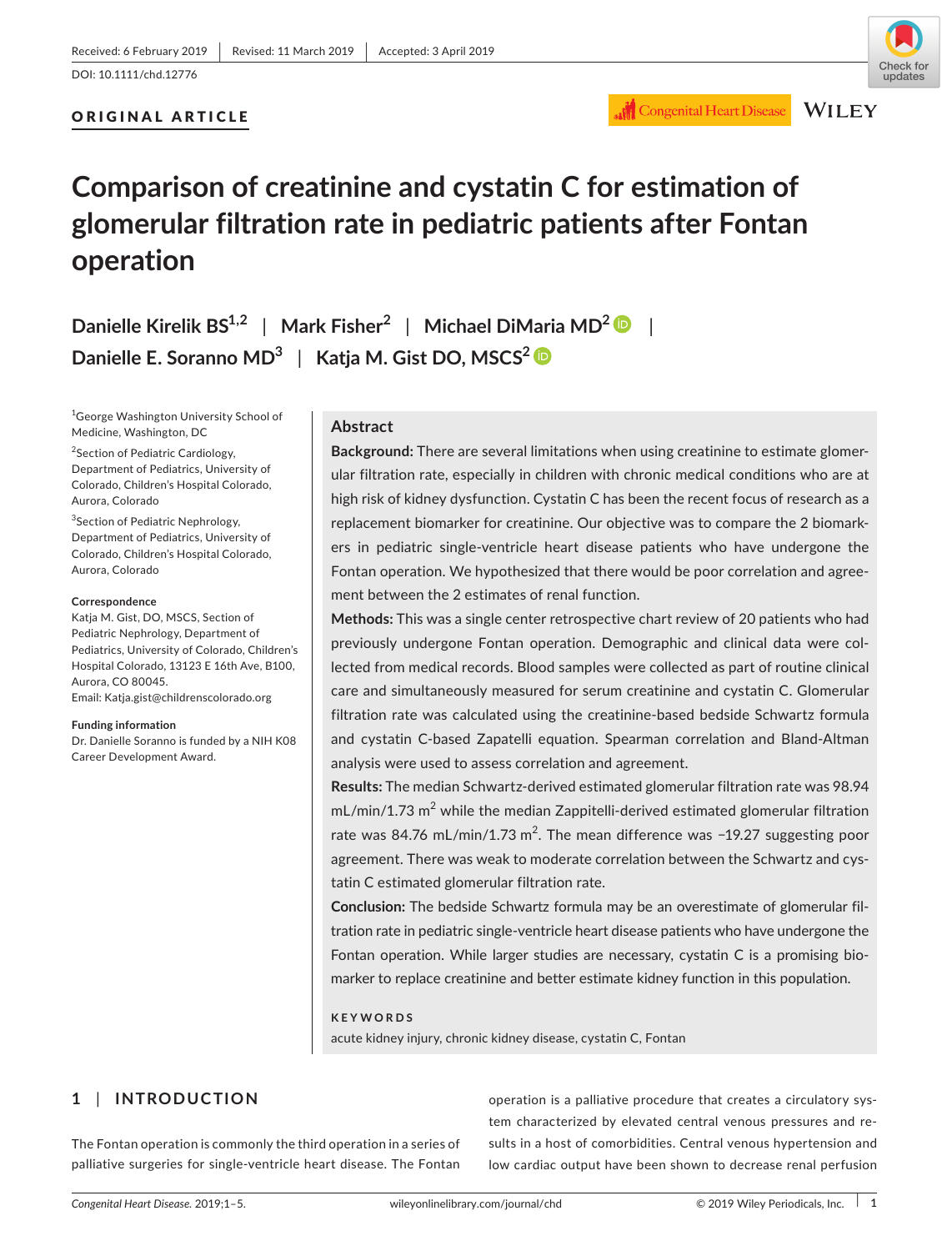Received: 6 February 2019 | Revised: 11 March 2019 | Accepted: 3 April 2019

DOI: 10.1111/chd.12776

**ORIGINAL ARTICLE**

# Comparison of creatinine and cystatin C for estimation of glomerular filtration rate in pediatric patients after Fontan operation

**Danielle Kirelik BS[1,2] | Mark Fisher[2] | Michael DiMaria MD[2] | Danielle E. Soranno MD[3] | Katja M. Gist DO, MSCS[2]**

[1]George Washington University School of Medicine, Washington, DC

[2]Section of Pediatric Cardiology, Department of Pediatrics, University of Colorado, Children's Hospital Colorado, Aurora, Colorado

[3]Section of Pediatric Nephrology, Department of Pediatrics, University of Colorado, Children's Hospital Colorado, Aurora, Colorado

**Correspondence**
Katja M. Gist, DO, MSCS, Section of Pediatric Nephrology, Department of Pediatrics, University of Colorado, Children's Hospital Colorado, 13123 E 16th Ave, B100, Aurora, CO 80045.
Email: Katja.gist@childrenscolorado.org

**Funding information**
Dr. Danielle Soranno is funded by a NIH K08 Career Development Award.

## Abstract

**Background:** There are several limitations when using creatinine to estimate glomerular filtration rate, especially in children with chronic medical conditions who are at high risk of kidney dysfunction. Cystatin C has been the recent focus of research as a replacement biomarker for creatinine. Our objective was to compare the 2 biomarkers in pediatric single-ventricle heart disease patients who have undergone the Fontan operation. We hypothesized that there would be poor correlation and agreement between the 2 estimates of renal function.

**Methods:** This was a single center retrospective chart review of 20 patients who had previously undergone Fontan operation. Demographic and clinical data were collected from medical records. Blood samples were collected as part of routine clinical care and simultaneously measured for serum creatinine and cystatin C. Glomerular filtration rate was calculated using the creatinine-based bedside Schwartz formula and cystatin C-based Zapatelli equation. Spearman correlation and Bland-Altman analysis were used to assess correlation and agreement.

**Results:** The median Schwartz-derived estimated glomerular filtration rate was 98.94 mL/min/1.73 m$^2$ while the median Zappitelli-derived estimated glomerular filtration rate was 84.76 mL/min/1.73 m$^2$. The mean difference was −19.27 suggesting poor agreement. There was weak to moderate correlation between the Schwartz and cystatin C estimated glomerular filtration rate.

**Conclusion:** The bedside Schwartz formula may be an overestimate of glomerular filtration rate in pediatric single-ventricle heart disease patients who have undergone the Fontan operation. While larger studies are necessary, cystatin C is a promising biomarker to replace creatinine and better estimate kidney function in this population.

**KEYWORDS**

acute kidney injury, chronic kidney disease, cystatin C, Fontan

## 1 | INTRODUCTION

The Fontan operation is commonly the third operation in a series of palliative surgeries for single-ventricle heart disease. The Fontan operation is a palliative procedure that creates a circulatory system characterized by elevated central venous pressures and results in a host of comorbidities. Central venous hypertension and low cardiac output have been shown to decrease renal perfusion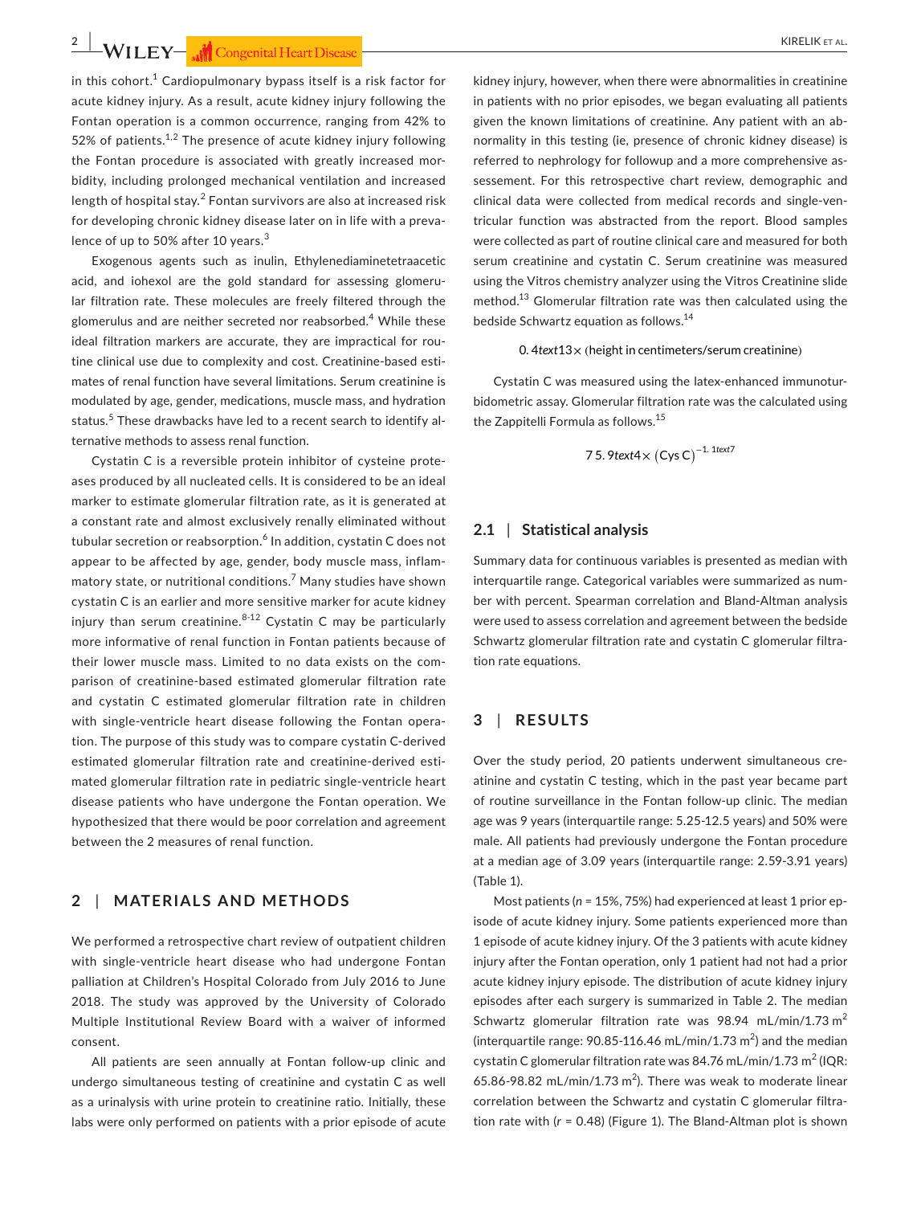in this cohort.[1] Cardiopulmonary bypass itself is a risk factor for acute kidney injury. As a result, acute kidney injury following the Fontan operation is a common occurrence, ranging from 42% to 52% of patients.[1,2] The presence of acute kidney injury following the Fontan procedure is associated with greatly increased morbidity, including prolonged mechanical ventilation and increased length of hospital stay.[2] Fontan survivors are also at increased risk for developing chronic kidney disease later on in life with a prevalence of up to 50% after 10 years.[3]

Exogenous agents such as inulin, Ethylenediaminetetraacetic acid, and iohexol are the gold standard for assessing glomerular filtration rate. These molecules are freely filtered through the glomerulus and are neither secreted nor reabsorbed.[4] While these ideal filtration markers are accurate, they are impractical for routine clinical use due to complexity and cost. Creatinine-based estimates of renal function have several limitations. Serum creatinine is modulated by age, gender, medications, muscle mass, and hydration status.[5] These drawbacks have led to a recent search to identify alternative methods to assess renal function.

Cystatin C is a reversible protein inhibitor of cysteine proteases produced by all nucleated cells. It is considered to be an ideal marker to estimate glomerular filtration rate, as it is generated at a constant rate and almost exclusively renally eliminated without tubular secretion or reabsorption.[6] In addition, cystatin C does not appear to be affected by age, gender, body muscle mass, inflammatory state, or nutritional conditions.[7] Many studies have shown cystatin C is an earlier and more sensitive marker for acute kidney injury than serum creatinine.[8-12] Cystatin C may be particularly more informative of renal function in Fontan patients because of their lower muscle mass. Limited to no data exists on the comparison of creatinine-based estimated glomerular filtration rate and cystatin C estimated glomerular filtration rate in children with single-ventricle heart disease following the Fontan operation. The purpose of this study was to compare cystatin C-derived estimated glomerular filtration rate and creatinine-derived estimated glomerular filtration rate in pediatric single-ventricle heart disease patients who have undergone the Fontan operation. We hypothesized that there would be poor correlation and agreement between the 2 measures of renal function.

## 2 | MATERIALS AND METHODS

We performed a retrospective chart review of outpatient children with single-ventricle heart disease who had undergone Fontan palliation at Children's Hospital Colorado from July 2016 to June 2018. The study was approved by the University of Colorado Multiple Institutional Review Board with a waiver of informed consent.

All patients are seen annually at Fontan follow-up clinic and undergo simultaneous testing of creatinine and cystatin C as well as a urinalysis with urine protein to creatinine ratio. Initially, these labs were only performed on patients with a prior episode of acute kidney injury, however, when there were abnormalities in creatinine in patients with no prior episodes, we began evaluating all patients given the known limitations of creatinine. Any patient with an abnormality in this testing (ie, presence of chronic kidney disease) is referred to nephrology for followup and a more comprehensive assessement. For this retrospective chart review, demographic and clinical data were collected from medical records and single-ventricular function was abstracted from the report. Blood samples were collected as part of routine clinical care and measured for both serum creatinine and cystatin C. Serum creatinine was measured using the Vitros chemistry analyzer using the Vitros Creatinine slide method.[13] Glomerular filtration rate was then calculated using the bedside Schwartz equation as follows.[14]

$$0.4text13\times\ (\text{height in centimeters/serum creatinine})$$

Cystatin C was measured using the latex-enhanced immunoturbidometric assay. Glomerular filtration rate was the calculated using the Zappitelli Formula as follows.[15]

$$75.9text4\times\ (\text{Cys C})^{-1.1text7}$$

### 2.1 | Statistical analysis

Summary data for continuous variables is presented as median with interquartile range. Categorical variables were summarized as number with percent. Spearman correlation and Bland-Altman analysis were used to assess correlation and agreement between the bedside Schwartz glomerular filtration rate and cystatin C glomerular filtration rate equations.

## 3 | RESULTS

Over the study period, 20 patients underwent simultaneous creatinine and cystatin C testing, which in the past year became part of routine surveillance in the Fontan follow-up clinic. The median age was 9 years (interquartile range: 5.25-12.5 years) and 50% were male. All patients had previously undergone the Fontan procedure at a median age of 3.09 years (interquartile range: 2.59-3.91 years) (Table 1).

Most patients ($n$ = 15%, 75%) had experienced at least 1 prior episode of acute kidney injury. Some patients experienced more than 1 episode of acute kidney injury. Of the 3 patients with acute kidney injury after the Fontan operation, only 1 patient had not had a prior acute kidney injury episode. The distribution of acute kidney injury episodes after each surgery is summarized in Table 2. The median Schwartz glomerular filtration rate was 98.94 mL/min/1.73 $m^2$ (interquartile range: 90.85-116.46 mL/min/1.73 $m^2$) and the median cystatin C glomerular filtration rate was 84.76 mL/min/1.73 $m^2$ (IQR: 65.86-98.82 mL/min/1.73 $m^2$). There was weak to moderate linear correlation between the Schwartz and cystatin C glomerular filtration rate with ($r$ = 0.48) (Figure 1). The Bland-Altman plot is shown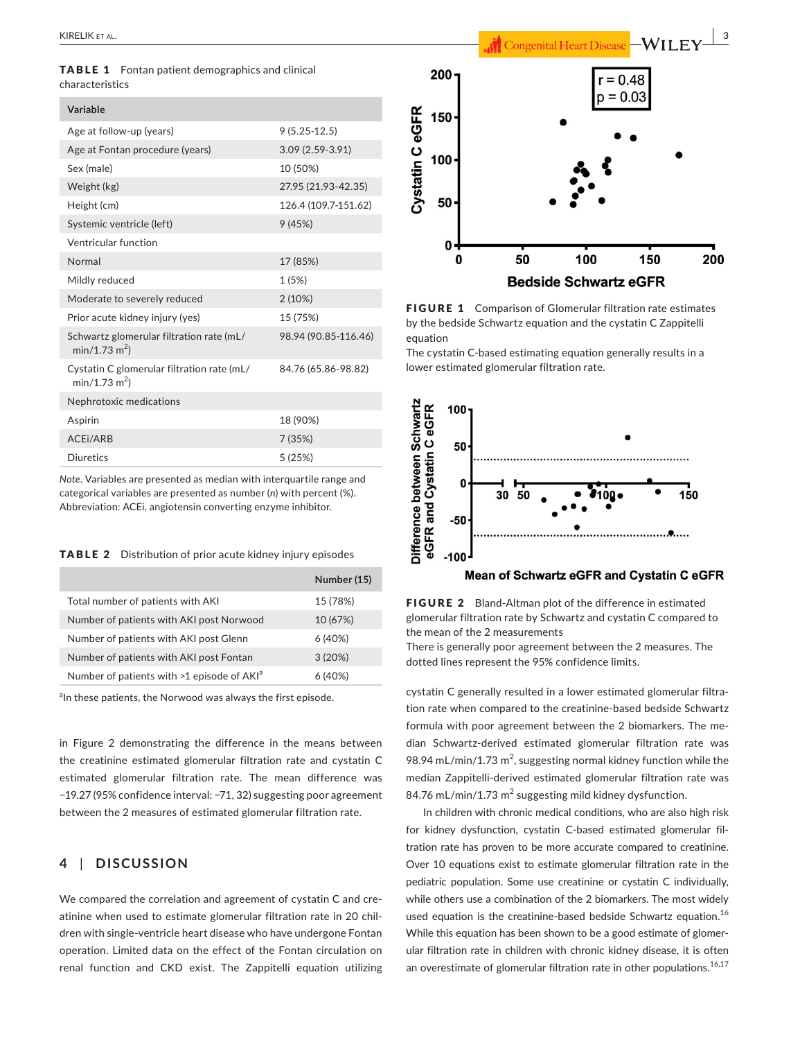**TABLE 1** Fontan patient demographics and clinical characteristics

| Variable | |
|---|---|
| Age at follow-up (years) | 9 (5.25-12.5) |
| Age at Fontan procedure (years) | 3.09 (2.59-3.91) |
| Sex (male) | 10 (50%) |
| Weight (kg) | 27.95 (21.93-42.35) |
| Height (cm) | 126.4 (109.7-151.62) |
| Systemic ventricle (left) | 9 (45%) |
| Ventricular function | |
| Normal | 17 (85%) |
| Mildly reduced | 1 (5%) |
| Moderate to severely reduced | 2 (10%) |
| Prior acute kidney injury (yes) | 15 (75%) |
| Schwartz glomerular filtration rate (mL/min/1.73 $m^2$) | 98.94 (90.85-116.46) |
| Cystatin C glomerular filtration rate (mL/min/1.73 $m^2$) | 84.76 (65.86-98.82) |
| Nephrotoxic medications | |
| Aspirin | 18 (90%) |
| ACEi/ARB | 7 (35%) |
| Diuretics | 5 (25%) |

*Note*. Variables are presented as median with interquartile range and categorical variables are presented as number (*n*) with percent (%). Abbreviation: ACEi, angiotensin converting enzyme inhibitor.

**TABLE 2** Distribution of prior acute kidney injury episodes

| | Number (15) |
|---|---|
| Total number of patients with AKI | 15 (78%) |
| Number of patients with AKI post Norwood | 10 (67%) |
| Number of patients with AKI post Glenn | 6 (40%) |
| Number of patients with AKI post Fontan | 3 (20%) |
| Number of patients with >1 episode of AKI[a] | 6 (40%) |

[a]In these patients, the Norwood was always the first episode.

in Figure 2 demonstrating the difference in the means between the creatinine estimated glomerular filtration rate and cystatin C estimated glomerular filtration rate. The mean difference was −19.27 (95% confidence interval: −71, 32) suggesting poor agreement between the 2 measures of estimated glomerular filtration rate.

## 4 | DISCUSSION

We compared the correlation and agreement of cystatin C and creatinine when used to estimate glomerular filtration rate in 20 children with single-ventricle heart disease who have undergone Fontan operation. Limited data on the effect of the Fontan circulation on renal function and CKD exist. The Zappitelli equation utilizing cystatin C generally resulted in a lower estimated glomerular filtration rate when compared to the creatinine-based bedside Schwartz formula with poor agreement between the 2 biomarkers. The median Schwartz-derived estimated glomerular filtration rate was 98.94 mL/min/1.73 $m^2$, suggesting normal kidney function while the median Zappitelli-derived estimated glomerular filtration rate was 84.76 mL/min/1.73 $m^2$ suggesting mild kidney dysfunction.

In children with chronic medical conditions, who are also high risk for kidney dysfunction, cystatin C-based estimated glomerular filtration rate has proven to be more accurate compared to creatinine. Over 10 equations exist to estimate glomerular filtration rate in the pediatric population. Some use creatinine or cystatin C individually, while others use a combination of the 2 biomarkers. The most widely used equation is the creatinine-based bedside Schwartz equation.[16] While this equation has been shown to be a good estimate of glomerular filtration rate in children with chronic kidney disease, it is often an overestimate of glomerular filtration rate in other populations.[16,17]

**FIGURE 1** Comparison of Glomerular filtration rate estimates by the bedside Schwartz equation and the cystatin C Zappitelli equation
The cystatin C-based estimating equation generally results in a lower estimated glomerular filtration rate.

**FIGURE 2** Bland-Altman plot of the difference in estimated glomerular filtration rate by Schwartz and cystatin C compared to the mean of the 2 measurements
There is generally poor agreement between the 2 measures. The dotted lines represent the 95% confidence limits.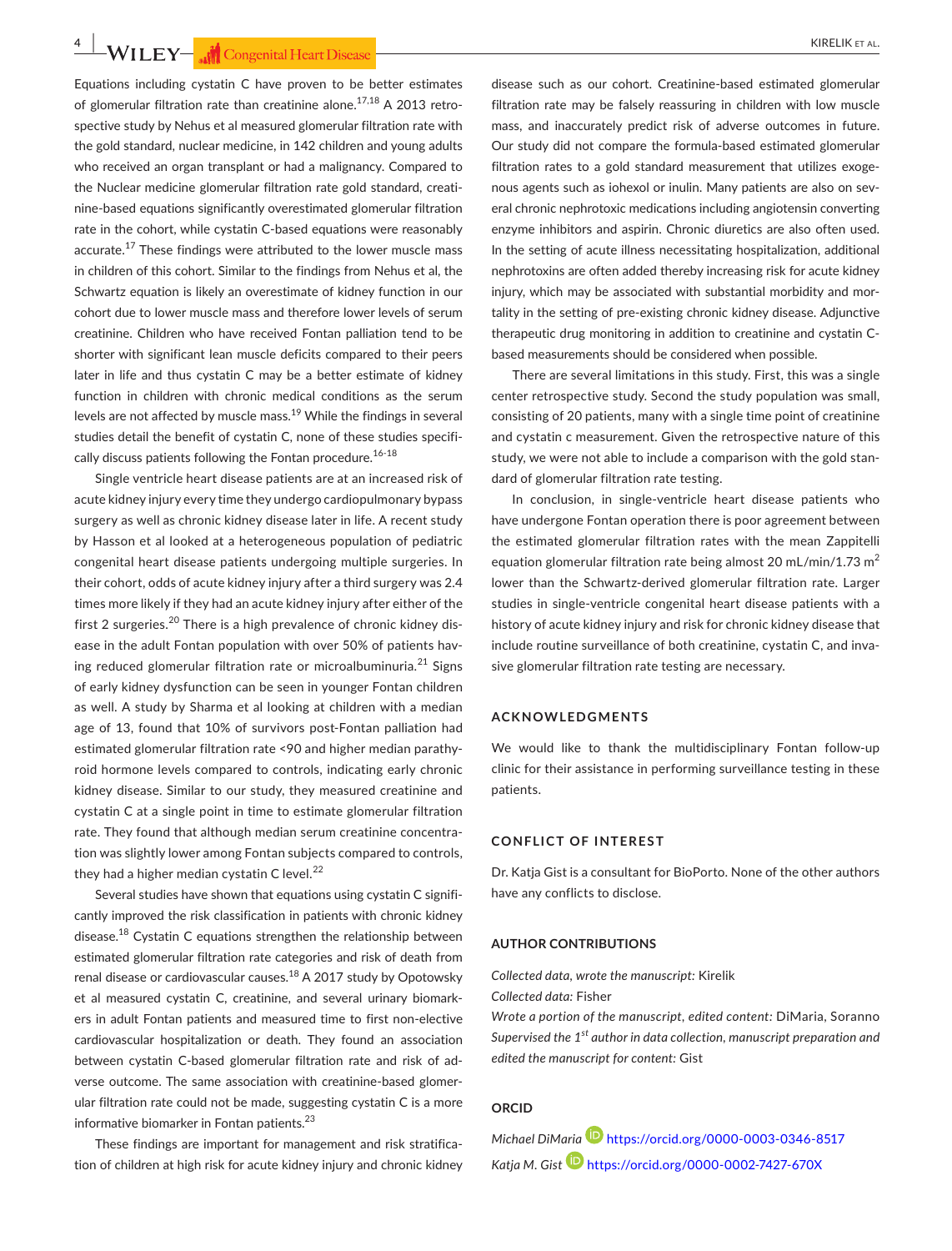Equations including cystatin C have proven to be better estimates of glomerular filtration rate than creatinine alone.[17,18] A 2013 retrospective study by Nehus et al measured glomerular filtration rate with the gold standard, nuclear medicine, in 142 children and young adults who received an organ transplant or had a malignancy. Compared to the Nuclear medicine glomerular filtration rate gold standard, creatinine-based equations significantly overestimated glomerular filtration rate in the cohort, while cystatin C-based equations were reasonably accurate.[17] These findings were attributed to the lower muscle mass in children of this cohort. Similar to the findings from Nehus et al, the Schwartz equation is likely an overestimate of kidney function in our cohort due to lower muscle mass and therefore lower levels of serum creatinine. Children who have received Fontan palliation tend to be shorter with significant lean muscle deficits compared to their peers later in life and thus cystatin C may be a better estimate of kidney function in children with chronic medical conditions as the serum levels are not affected by muscle mass.[19] While the findings in several studies detail the benefit of cystatin C, none of these studies specifically discuss patients following the Fontan procedure.[16-18]

Single ventricle heart disease patients are at an increased risk of acute kidney injury every time they undergo cardiopulmonary bypass surgery as well as chronic kidney disease later in life. A recent study by Hasson et al looked at a heterogeneous population of pediatric congenital heart disease patients undergoing multiple surgeries. In their cohort, odds of acute kidney injury after a third surgery was 2.4 times more likely if they had an acute kidney injury after either of the first 2 surgeries.[20] There is a high prevalence of chronic kidney disease in the adult Fontan population with over 50% of patients having reduced glomerular filtration rate or microalbuminuria.[21] Signs of early kidney dysfunction can be seen in younger Fontan children as well. A study by Sharma et al looking at children with a median age of 13, found that 10% of survivors post-Fontan palliation had estimated glomerular filtration rate <90 and higher median parathyroid hormone levels compared to controls, indicating early chronic kidney disease. Similar to our study, they measured creatinine and cystatin C at a single point in time to estimate glomerular filtration rate. They found that although median serum creatinine concentration was slightly lower among Fontan subjects compared to controls, they had a higher median cystatin C level.[22]

Several studies have shown that equations using cystatin C significantly improved the risk classification in patients with chronic kidney disease.[18] Cystatin C equations strengthen the relationship between estimated glomerular filtration rate categories and risk of death from renal disease or cardiovascular causes.[18] A 2017 study by Opotowsky et al measured cystatin C, creatinine, and several urinary biomarkers in adult Fontan patients and measured time to first non-elective cardiovascular hospitalization or death. They found an association between cystatin C-based glomerular filtration rate and risk of adverse outcome. The same association with creatinine-based glomerular filtration rate could not be made, suggesting cystatin C is a more informative biomarker in Fontan patients.[23]

These findings are important for management and risk stratification of children at high risk for acute kidney injury and chronic kidney disease such as our cohort. Creatinine-based estimated glomerular filtration rate may be falsely reassuring in children with low muscle mass, and inaccurately predict risk of adverse outcomes in future. Our study did not compare the formula-based estimated glomerular filtration rates to a gold standard measurement that utilizes exogenous agents such as iohexol or inulin. Many patients are also on several chronic nephrotoxic medications including angiotensin converting enzyme inhibitors and aspirin. Chronic diuretics are also often used. In the setting of acute illness necessitating hospitalization, additional nephrotoxins are often added thereby increasing risk for acute kidney injury, which may be associated with substantial morbidity and mortality in the setting of pre-existing chronic kidney disease. Adjunctive therapeutic drug monitoring in addition to creatinine and cystatin C-based measurements should be considered when possible.

There are several limitations in this study. First, this was a single center retrospective study. Second the study population was small, consisting of 20 patients, many with a single time point of creatinine and cystatin c measurement. Given the retrospective nature of this study, we were not able to include a comparison with the gold standard of glomerular filtration rate testing.

In conclusion, in single-ventricle heart disease patients who have undergone Fontan operation there is poor agreement between the estimated glomerular filtration rates with the mean Zappitelli equation glomerular filtration rate being almost 20 mL/min/1.73 $m^2$ lower than the Schwartz-derived glomerular filtration rate. Larger studies in single-ventricle congenital heart disease patients with a history of acute kidney injury and risk for chronic kidney disease that include routine surveillance of both creatinine, cystatin C, and invasive glomerular filtration rate testing are necessary.

## ACKNOWLEDGMENTS

We would like to thank the multidisciplinary Fontan follow-up clinic for their assistance in performing surveillance testing in these patients.

## CONFLICT OF INTEREST

Dr. Katja Gist is a consultant for BioPorto. None of the other authors have any conflicts to disclose.

## AUTHOR CONTRIBUTIONS

*Collected data, wrote the manuscript:* Kirelik
*Collected data:* Fisher
*Wrote a portion of the manuscript, edited content:* DiMaria, Soranno
*Supervised the 1st author in data collection, manuscript preparation and edited the manuscript for content:* Gist

## ORCID

*Michael DiMaria* https://orcid.org/0000-0003-0346-8517
*Katja M. Gist* https://orcid.org/0000-0002-7427-670X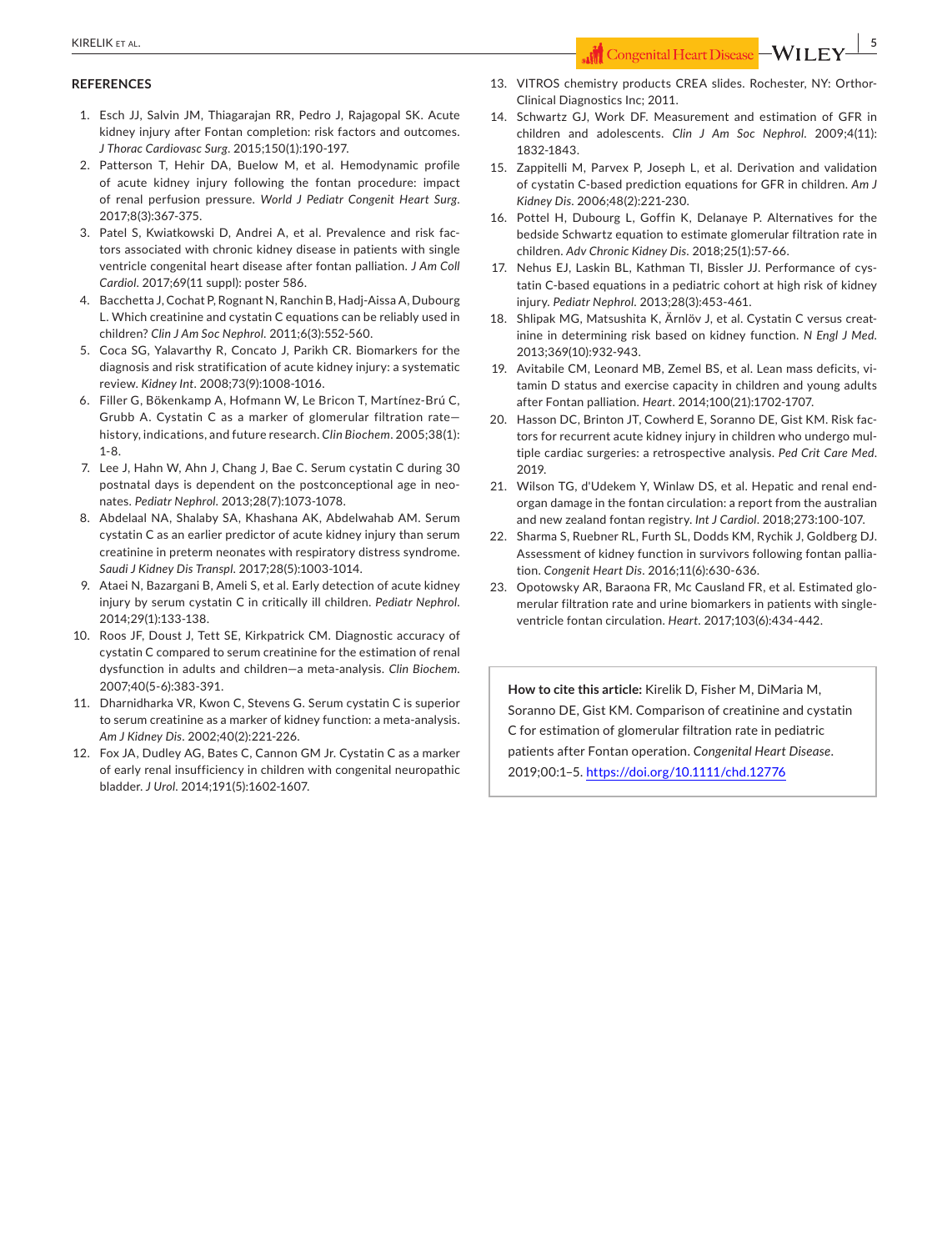## REFERENCES

1. Esch JJ, Salvin JM, Thiagarajan RR, Pedro J, Rajagopal SK. Acute kidney injury after Fontan completion: risk factors and outcomes. *J Thorac Cardiovasc Surg*. 2015;150(1):190-197.
2. Patterson T, Hehir DA, Buelow M, et al. Hemodynamic profile of acute kidney injury following the fontan procedure: impact of renal perfusion pressure. *World J Pediatr Congenit Heart Surg*. 2017;8(3):367-375.
3. Patel S, Kwiatkowski D, Andrei A, et al. Prevalence and risk factors associated with chronic kidney disease in patients with single ventricle congenital heart disease after fontan palliation. *J Am Coll Cardiol*. 2017;69(11 suppl): poster 586.
4. Bacchetta J, Cochat P, Rognant N, Ranchin B, Hadj-Aissa A, Dubourg L. Which creatinine and cystatin C equations can be reliably used in children? *Clin J Am Soc Nephrol*. 2011;6(3):552-560.
5. Coca SG, Yalavarthy R, Concato J, Parikh CR. Biomarkers for the diagnosis and risk stratification of acute kidney injury: a systematic review. *Kidney Int*. 2008;73(9):1008-1016.
6. Filler G, Bökenkamp A, Hofmann W, Le Bricon T, Martínez-Brú C, Grubb A. Cystatin C as a marker of glomerular filtration rate—history, indications, and future research. *Clin Biochem*. 2005;38(1): 1-8.
7. Lee J, Hahn W, Ahn J, Chang J, Bae C. Serum cystatin C during 30 postnatal days is dependent on the postconceptional age in neonates. *Pediatr Nephrol*. 2013;28(7):1073-1078.
8. Abdelaal NA, Shalaby SA, Khashana AK, Abdelwahab AM. Serum cystatin C as an earlier predictor of acute kidney injury than serum creatinine in preterm neonates with respiratory distress syndrome. *Saudi J Kidney Dis Transpl*. 2017;28(5):1003-1014.
9. Ataei N, Bazargani B, Ameli S, et al. Early detection of acute kidney injury by serum cystatin C in critically ill children. *Pediatr Nephrol*. 2014;29(1):133-138.
10. Roos JF, Doust J, Tett SE, Kirkpatrick CM. Diagnostic accuracy of cystatin C compared to serum creatinine for the estimation of renal dysfunction in adults and children—a meta-analysis. *Clin Biochem*. 2007;40(5-6):383-391.
11. Dharnidharka VR, Kwon C, Stevens G. Serum cystatin C is superior to serum creatinine as a marker of kidney function: a meta-analysis. *Am J Kidney Dis*. 2002;40(2):221-226.
12. Fox JA, Dudley AG, Bates C, Cannon GM Jr. Cystatin C as a marker of early renal insufficiency in children with congenital neuropathic bladder. *J Urol*. 2014;191(5):1602-1607.
13. VITROS chemistry products CREA slides. Rochester, NY: Orthor-Clinical Diagnostics Inc; 2011.
14. Schwartz GJ, Work DF. Measurement and estimation of GFR in children and adolescents. *Clin J Am Soc Nephrol*. 2009;4(11): 1832-1843.
15. Zappitelli M, Parvex P, Joseph L, et al. Derivation and validation of cystatin C-based prediction equations for GFR in children. *Am J Kidney Dis*. 2006;48(2):221-230.
16. Pottel H, Dubourg L, Goffin K, Delanaye P. Alternatives for the bedside Schwartz equation to estimate glomerular filtration rate in children. *Adv Chronic Kidney Dis*. 2018;25(1):57-66.
17. Nehus EJ, Laskin BL, Kathman TI, Bissler JJ. Performance of cystatin C-based equations in a pediatric cohort at high risk of kidney injury. *Pediatr Nephrol*. 2013;28(3):453-461.
18. Shlipak MG, Matsushita K, Ärnlöv J, et al. Cystatin C versus creatinine in determining risk based on kidney function. *N Engl J Med*. 2013;369(10):932-943.
19. Avitabile CM, Leonard MB, Zemel BS, et al. Lean mass deficits, vitamin D status and exercise capacity in children and young adults after Fontan palliation. *Heart*. 2014;100(21):1702-1707.
20. Hasson DC, Brinton JT, Cowherd E, Soranno DE, Gist KM. Risk factors for recurrent acute kidney injury in children who undergo multiple cardiac surgeries: a retrospective analysis. *Ped Crit Care Med*. 2019.
21. Wilson TG, d'Udekem Y, Winlaw DS, et al. Hepatic and renal end-organ damage in the fontan circulation: a report from the australian and new zealand fontan registry. *Int J Cardiol*. 2018;273:100-107.
22. Sharma S, Ruebner RL, Furth SL, Dodds KM, Rychik J, Goldberg DJ. Assessment of kidney function in survivors following fontan palliation. *Congenit Heart Dis*. 2016;11(6):630-636.
23. Opotowsky AR, Baraona FR, Mc Causland FR, et al. Estimated glomerular filtration rate and urine biomarkers in patients with single-ventricle fontan circulation. *Heart*. 2017;103(6):434-442.

**How to cite this article:** Kirelik D, Fisher M, DiMaria M, Soranno DE, Gist KM. Comparison of creatinine and cystatin C for estimation of glomerular filtration rate in pediatric patients after Fontan operation. *Congenital Heart Disease*. 2019;00:1–5. https://doi.org/10.1111/chd.12776